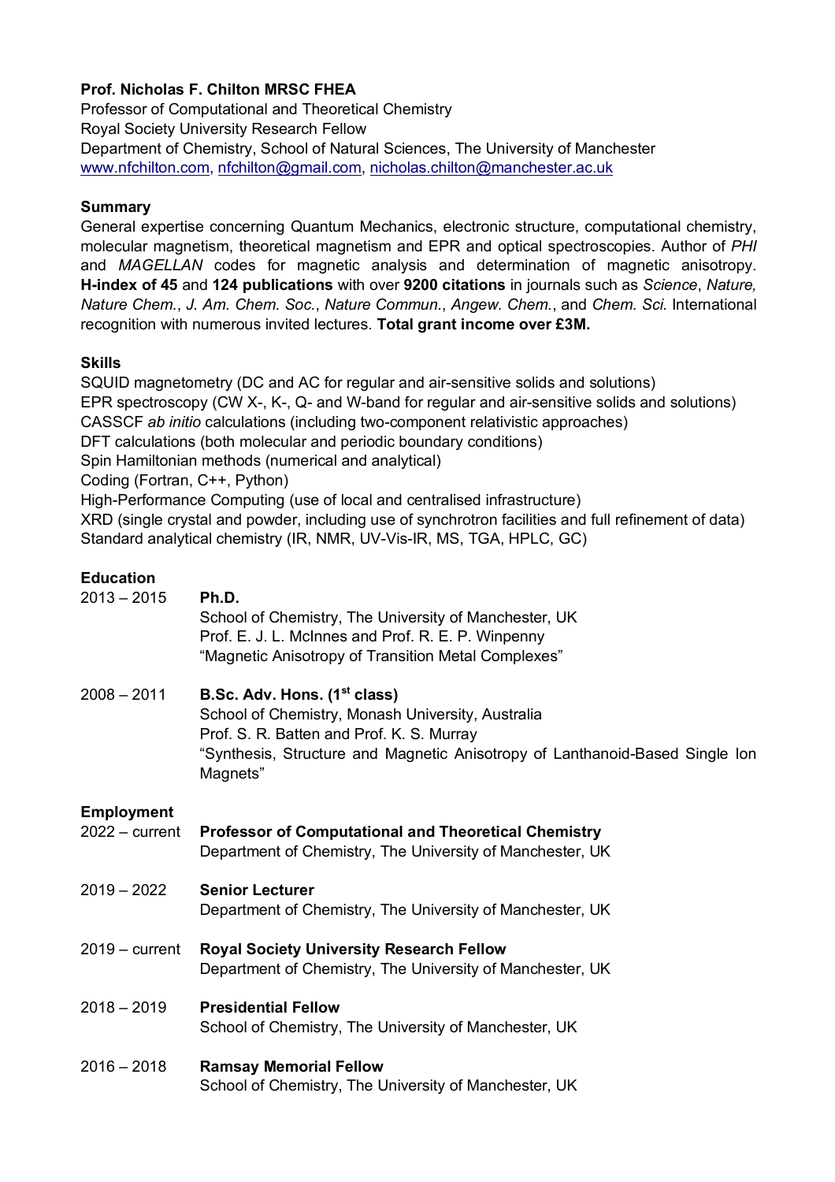**Prof. Nicholas F. Chilton MRSC FHEA**
Professor of Computational and Theoretical Chemistry
Royal Society University Research Fellow
Department of Chemistry, School of Natural Sciences, The University of Manchester
www.nfchilton.com, nfchilton@gmail.com, nicholas.chilton@manchester.ac.uk

## Summary

General expertise concerning Quantum Mechanics, electronic structure, computational chemistry, molecular magnetism, theoretical magnetism and EPR and optical spectroscopies. Author of *PHI* and *MAGELLAN* codes for magnetic analysis and determination of magnetic anisotropy. **H-index of 45** and **124 publications** with over **9200 citations** in journals such as *Science*, *Nature, Nature Chem.*, *J. Am. Chem. Soc.*, *Nature Commun.*, *Angew. Chem.*, and *Chem. Sci.* International recognition with numerous invited lectures. **Total grant income over £3M.**

## Skills

SQUID magnetometry (DC and AC for regular and air-sensitive solids and solutions)
EPR spectroscopy (CW X-, K-, Q- and W-band for regular and air-sensitive solids and solutions)
CASSCF *ab initio* calculations (including two-component relativistic approaches)
DFT calculations (both molecular and periodic boundary conditions)
Spin Hamiltonian methods (numerical and analytical)
Coding (Fortran, C++, Python)
High-Performance Computing (use of local and centralised infrastructure)
XRD (single crystal and powder, including use of synchrotron facilities and full refinement of data)
Standard analytical chemistry (IR, NMR, UV-Vis-IR, MS, TGA, HPLC, GC)

## Education

2013 – 2015 **Ph.D.**
School of Chemistry, The University of Manchester, UK
Prof. E. J. L. McInnes and Prof. R. E. P. Winpenny
"Magnetic Anisotropy of Transition Metal Complexes"

2008 – 2011 **B.Sc. Adv. Hons. (1st class)**
School of Chemistry, Monash University, Australia
Prof. S. R. Batten and Prof. K. S. Murray
"Synthesis, Structure and Magnetic Anisotropy of Lanthanoid-Based Single Ion Magnets"

## Employment

2022 – current **Professor of Computational and Theoretical Chemistry**
Department of Chemistry, The University of Manchester, UK

2019 – 2022 **Senior Lecturer**
Department of Chemistry, The University of Manchester, UK

2019 – current **Royal Society University Research Fellow**
Department of Chemistry, The University of Manchester, UK

2018 – 2019 **Presidential Fellow**
School of Chemistry, The University of Manchester, UK

2016 – 2018 **Ramsay Memorial Fellow**
School of Chemistry, The University of Manchester, UK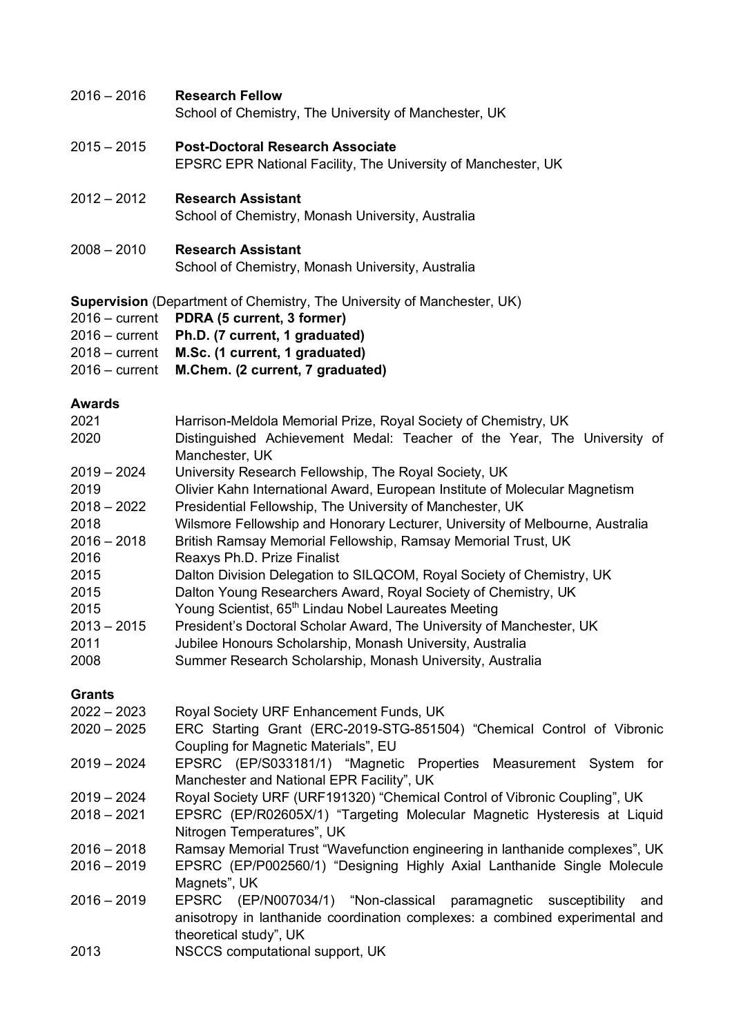2016 – 2016 **Research Fellow**
School of Chemistry, The University of Manchester, UK

2015 – 2015 **Post-Doctoral Research Associate**
EPSRC EPR National Facility, The University of Manchester, UK

2012 – 2012 **Research Assistant**
School of Chemistry, Monash University, Australia

2008 – 2010 **Research Assistant**
School of Chemistry, Monash University, Australia

**Supervision** (Department of Chemistry, The University of Manchester, UK)

2016 – current **PDRA (5 current, 3 former)**
2016 – current **Ph.D. (7 current, 1 graduated)**
2018 – current **M.Sc. (1 current, 1 graduated)**
2016 – current **M.Chem. (2 current, 7 graduated)**

**Awards**

2021 Harrison-Meldola Memorial Prize, Royal Society of Chemistry, UK
2020 Distinguished Achievement Medal: Teacher of the Year, The University of Manchester, UK
2019 – 2024 University Research Fellowship, The Royal Society, UK
2019 Olivier Kahn International Award, European Institute of Molecular Magnetism
2018 – 2022 Presidential Fellowship, The University of Manchester, UK
2018 Wilsmore Fellowship and Honorary Lecturer, University of Melbourne, Australia
2016 – 2018 British Ramsay Memorial Fellowship, Ramsay Memorial Trust, UK
2016 Reaxys Ph.D. Prize Finalist
2015 Dalton Division Delegation to SILQCOM, Royal Society of Chemistry, UK
2015 Dalton Young Researchers Award, Royal Society of Chemistry, UK
2015 Young Scientist, 65th Lindau Nobel Laureates Meeting
2013 – 2015 President's Doctoral Scholar Award, The University of Manchester, UK
2011 Jubilee Honours Scholarship, Monash University, Australia
2008 Summer Research Scholarship, Monash University, Australia

**Grants**

2022 – 2023 Royal Society URF Enhancement Funds, UK
2020 – 2025 ERC Starting Grant (ERC-2019-STG-851504) "Chemical Control of Vibronic Coupling for Magnetic Materials", EU
2019 – 2024 EPSRC (EP/S033181/1) "Magnetic Properties Measurement System for Manchester and National EPR Facility", UK
2019 – 2024 Royal Society URF (URF191320) "Chemical Control of Vibronic Coupling", UK
2018 – 2021 EPSRC (EP/R02605X/1) "Targeting Molecular Magnetic Hysteresis at Liquid Nitrogen Temperatures", UK
2016 – 2018 Ramsay Memorial Trust "Wavefunction engineering in lanthanide complexes", UK
2016 – 2019 EPSRC (EP/P002560/1) "Designing Highly Axial Lanthanide Single Molecule Magnets", UK
2016 – 2019 EPSRC (EP/N007034/1) "Non-classical paramagnetic susceptibility and anisotropy in lanthanide coordination complexes: a combined experimental and theoretical study", UK
2013 NSCCS computational support, UK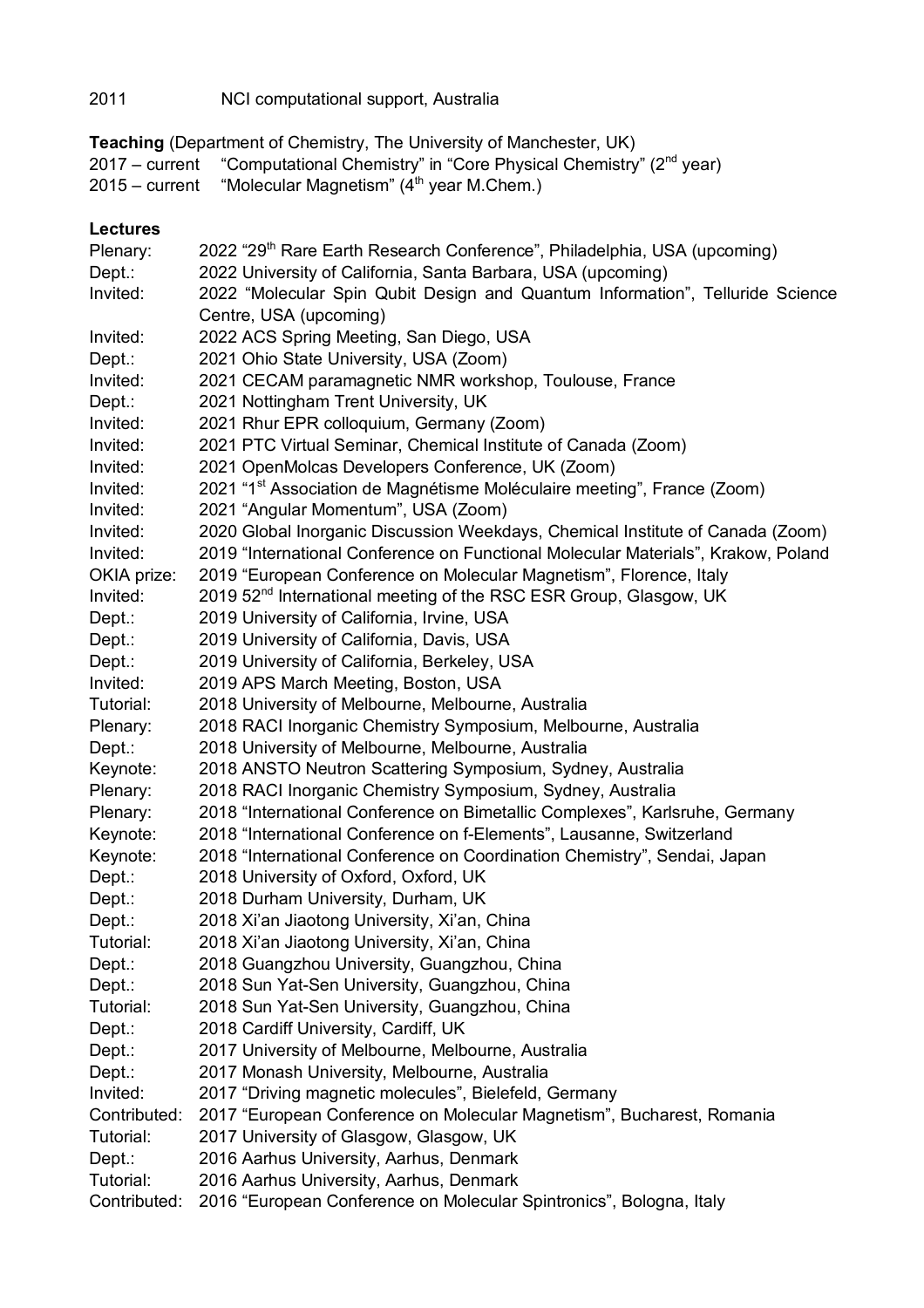2011 NCI computational support, Australia

**Teaching** (Department of Chemistry, The University of Manchester, UK)

2017 – current "Computational Chemistry" in "Core Physical Chemistry" (2nd year)
2015 – current "Molecular Magnetism" (4th year M.Chem.)

**Lectures**

Plenary: 2022 "29th Rare Earth Research Conference", Philadelphia, USA (upcoming)
Dept.: 2022 University of California, Santa Barbara, USA (upcoming)
Invited: 2022 "Molecular Spin Qubit Design and Quantum Information", Telluride Science Centre, USA (upcoming)
Invited: 2022 ACS Spring Meeting, San Diego, USA
Dept.: 2021 Ohio State University, USA (Zoom)
Invited: 2021 CECAM paramagnetic NMR workshop, Toulouse, France
Dept.: 2021 Nottingham Trent University, UK
Invited: 2021 Rhur EPR colloquium, Germany (Zoom)
Invited: 2021 PTC Virtual Seminar, Chemical Institute of Canada (Zoom)
Invited: 2021 OpenMolcas Developers Conference, UK (Zoom)
Invited: 2021 "1st Association de Magnétisme Moléculaire meeting", France (Zoom)
Invited: 2021 "Angular Momentum", USA (Zoom)
Invited: 2020 Global Inorganic Discussion Weekdays, Chemical Institute of Canada (Zoom)
Invited: 2019 "International Conference on Functional Molecular Materials", Krakow, Poland
OKIA prize: 2019 "European Conference on Molecular Magnetism", Florence, Italy
Invited: 2019 52nd International meeting of the RSC ESR Group, Glasgow, UK
Dept.: 2019 University of California, Irvine, USA
Dept.: 2019 University of California, Davis, USA
Dept.: 2019 University of California, Berkeley, USA
Invited: 2019 APS March Meeting, Boston, USA
Tutorial: 2018 University of Melbourne, Melbourne, Australia
Plenary: 2018 RACI Inorganic Chemistry Symposium, Melbourne, Australia
Dept.: 2018 University of Melbourne, Melbourne, Australia
Keynote: 2018 ANSTO Neutron Scattering Symposium, Sydney, Australia
Plenary: 2018 RACI Inorganic Chemistry Symposium, Sydney, Australia
Plenary: 2018 "International Conference on Bimetallic Complexes", Karlsruhe, Germany
Keynote: 2018 "International Conference on f-Elements", Lausanne, Switzerland
Keynote: 2018 "International Conference on Coordination Chemistry", Sendai, Japan
Dept.: 2018 University of Oxford, Oxford, UK
Dept.: 2018 Durham University, Durham, UK
Dept.: 2018 Xi'an Jiaotong University, Xi'an, China
Tutorial: 2018 Xi'an Jiaotong University, Xi'an, China
Dept.: 2018 Guangzhou University, Guangzhou, China
Dept.: 2018 Sun Yat-Sen University, Guangzhou, China
Tutorial: 2018 Sun Yat-Sen University, Guangzhou, China
Dept.: 2018 Cardiff University, Cardiff, UK
Dept.: 2017 University of Melbourne, Melbourne, Australia
Dept.: 2017 Monash University, Melbourne, Australia
Invited: 2017 "Driving magnetic molecules", Bielefeld, Germany
Contributed: 2017 "European Conference on Molecular Magnetism", Bucharest, Romania
Tutorial: 2017 University of Glasgow, Glasgow, UK
Dept.: 2016 Aarhus University, Aarhus, Denmark
Tutorial: 2016 Aarhus University, Aarhus, Denmark
Contributed: 2016 "European Conference on Molecular Spintronics", Bologna, Italy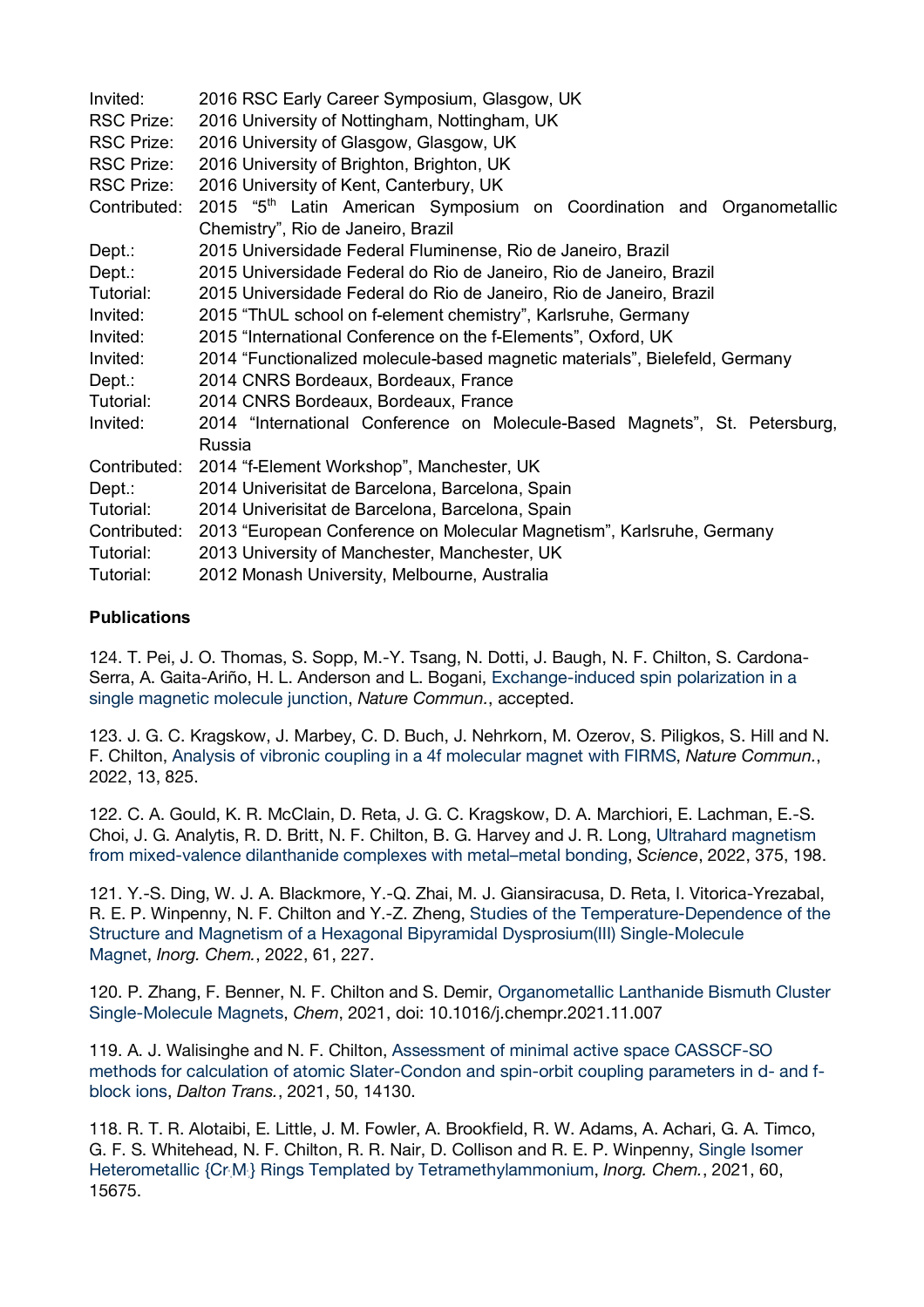| | |
|---|---|
| Invited: | 2016 RSC Early Career Symposium, Glasgow, UK |
| RSC Prize: | 2016 University of Nottingham, Nottingham, UK |
| RSC Prize: | 2016 University of Glasgow, Glasgow, UK |
| RSC Prize: | 2016 University of Brighton, Brighton, UK |
| RSC Prize: | 2016 University of Kent, Canterbury, UK |
| Contributed: | 2015 "5th Latin American Symposium on Coordination and Organometallic Chemistry", Rio de Janeiro, Brazil |
| Dept.: | 2015 Universidade Federal Fluminense, Rio de Janeiro, Brazil |
| Dept.: | 2015 Universidade Federal do Rio de Janeiro, Rio de Janeiro, Brazil |
| Tutorial: | 2015 Universidade Federal do Rio de Janeiro, Rio de Janeiro, Brazil |
| Invited: | 2015 "ThUL school on f-element chemistry", Karlsruhe, Germany |
| Invited: | 2015 "International Conference on the f-Elements", Oxford, UK |
| Invited: | 2014 "Functionalized molecule-based magnetic materials", Bielefeld, Germany |
| Dept.: | 2014 CNRS Bordeaux, Bordeaux, France |
| Tutorial: | 2014 CNRS Bordeaux, Bordeaux, France |
| Invited: | 2014 "International Conference on Molecule-Based Magnets", St. Petersburg, Russia |
| Contributed: | 2014 "f-Element Workshop", Manchester, UK |
| Dept.: | 2014 Univerisitat de Barcelona, Barcelona, Spain |
| Tutorial: | 2014 Univerisitat de Barcelona, Barcelona, Spain |
| Contributed: | 2013 "European Conference on Molecular Magnetism", Karlsruhe, Germany |
| Tutorial: | 2013 University of Manchester, Manchester, UK |
| Tutorial: | 2012 Monash University, Melbourne, Australia |

**Publications**

124. T. Pei, J. O. Thomas, S. Sopp, M.-Y. Tsang, N. Dotti, J. Baugh, N. F. Chilton, S. Cardona-Serra, A. Gaita-Ariño, H. L. Anderson and L. Bogani, Exchange-induced spin polarization in a single magnetic molecule junction, *Nature Commun.*, accepted.

123. J. G. C. Kragskow, J. Marbey, C. D. Buch, J. Nehrkorn, M. Ozerov, S. Piligkos, S. Hill and N. F. Chilton, Analysis of vibronic coupling in a 4f molecular magnet with FIRMS, *Nature Commun.*, 2022, 13, 825.

122. C. A. Gould, K. R. McClain, D. Reta, J. G. C. Kragskow, D. A. Marchiori, E. Lachman, E.-S. Choi, J. G. Analytis, R. D. Britt, N. F. Chilton, B. G. Harvey and J. R. Long, Ultrahard magnetism from mixed-valence dilanthanide complexes with metal–metal bonding, *Science*, 2022, 375, 198.

121. Y.-S. Ding, W. J. A. Blackmore, Y.-Q. Zhai, M. J. Giansiracusa, D. Reta, I. Vitorica-Yrezabal, R. E. P. Winpenny, N. F. Chilton and Y.-Z. Zheng, Studies of the Temperature-Dependence of the Structure and Magnetism of a Hexagonal Bipyramidal Dysprosium(III) Single-Molecule Magnet, *Inorg. Chem.*, 2022, 61, 227.

120. P. Zhang, F. Benner, N. F. Chilton and S. Demir, Organometallic Lanthanide Bismuth Cluster Single-Molecule Magnets, *Chem*, 2021, doi: 10.1016/j.chempr.2021.11.007

119. A. J. Walisinghe and N. F. Chilton, Assessment of minimal active space CASSCF-SO methods for calculation of atomic Slater-Condon and spin-orbit coupling parameters in d- and f-block ions, *Dalton Trans.*, 2021, 50, 14130.

118. R. T. R. Alotaibi, E. Little, J. M. Fowler, A. Brookfield, R. W. Adams, A. Achari, G. A. Timco, G. F. S. Whitehead, N. F. Chilton, R. R. Nair, D. Collison and R. E. P. Winpenny, Single Isomer Heterometallic $\{Cr_7M_1\}$ Rings Templated by Tetramethylammonium, *Inorg. Chem.*, 2021, 60, 15675.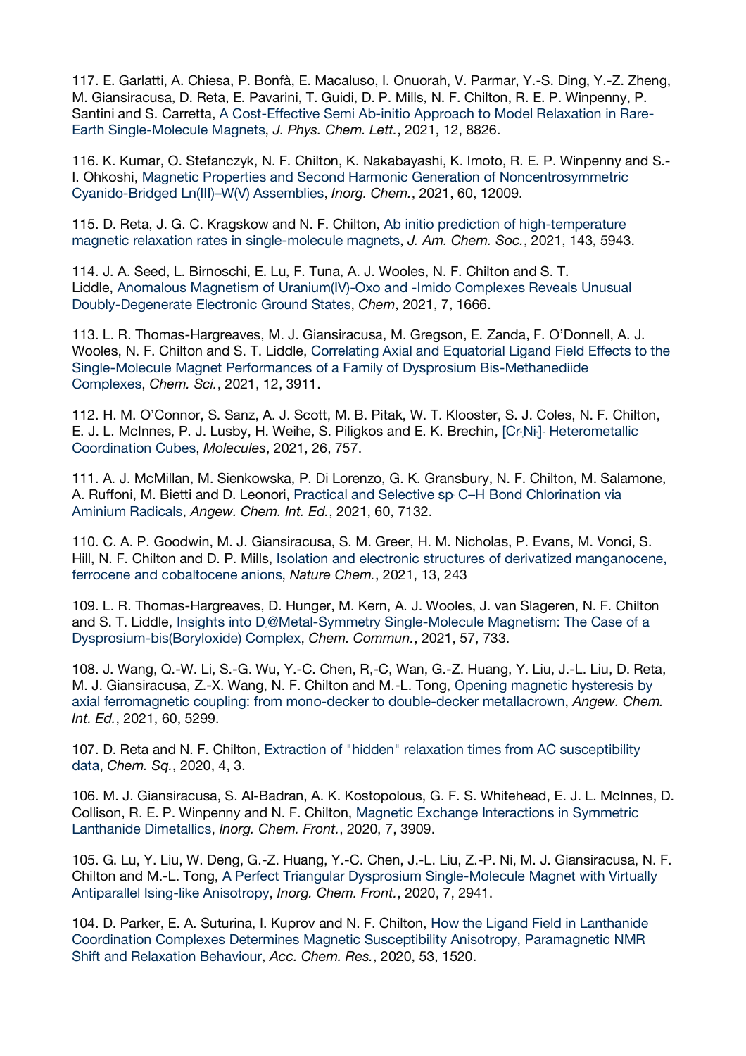117. E. Garlatti, A. Chiesa, P. Bonfà, E. Macaluso, I. Onuorah, V. Parmar, Y.-S. Ding, Y.-Z. Zheng, M. Giansiracusa, D. Reta, E. Pavarini, T. Guidi, D. P. Mills, N. F. Chilton, R. E. P. Winpenny, P. Santini and S. Carretta, A Cost-Effective Semi Ab-initio Approach to Model Relaxation in Rare-Earth Single-Molecule Magnets, *J. Phys. Chem. Lett.*, 2021, 12, 8826.

116. K. Kumar, O. Stefanczyk, N. F. Chilton, K. Nakabayashi, K. Imoto, R. E. P. Winpenny and S.-I. Ohkoshi, Magnetic Properties and Second Harmonic Generation of Noncentrosymmetric Cyanido-Bridged Ln(III)–W(V) Assemblies, *Inorg. Chem.*, 2021, 60, 12009.

115. D. Reta, J. G. C. Kragskow and N. F. Chilton, Ab initio prediction of high-temperature magnetic relaxation rates in single-molecule magnets, *J. Am. Chem. Soc.*, 2021, 143, 5943.

114. J. A. Seed, L. Birnoschi, E. Lu, F. Tuna, A. J. Wooles, N. F. Chilton and S. T. Liddle, Anomalous Magnetism of Uranium(IV)-Oxo and -Imido Complexes Reveals Unusual Doubly-Degenerate Electronic Ground States, *Chem*, 2021, 7, 1666.

113. L. R. Thomas-Hargreaves, M. J. Giansiracusa, M. Gregson, E. Zanda, F. O'Donnell, A. J. Wooles, N. F. Chilton and S. T. Liddle, Correlating Axial and Equatorial Ligand Field Effects to the Single-Molecule Magnet Performances of a Family of Dysprosium Bis-Methanediide Complexes, *Chem. Sci.*, 2021, 12, 3911.

112. H. M. O'Connor, S. Sanz, A. J. Scott, M. B. Pitak, W. T. Klooster, S. J. Coles, N. F. Chilton, E. J. L. McInnes, P. J. Lusby, H. Weihe, S. Piligkos and E. K. Brechin, $[Cr_4Ni_4]$ Heterometallic Coordination Cubes, *Molecules*, 2021, 26, 757.

111. A. J. McMillan, M. Sienkowska, P. Di Lorenzo, G. K. Gransbury, N. F. Chilton, M. Salamone, A. Ruffoni, M. Bietti and D. Leonori, Practical and Selective $sp^3$ C–H Bond Chlorination via Aminium Radicals, *Angew. Chem. Int. Ed.*, 2021, 60, 7132.

110. C. A. P. Goodwin, M. J. Giansiracusa, S. M. Greer, H. M. Nicholas, P. Evans, M. Vonci, S. Hill, N. F. Chilton and D. P. Mills, Isolation and electronic structures of derivatized manganocene, ferrocene and cobaltocene anions, *Nature Chem.*, 2021, 13, 243

109. L. R. Thomas-Hargreaves, D. Hunger, M. Kern, A. J. Wooles, J. van Slageren, N. F. Chilton and S. T. Liddle, Insights into $D_{4h}$@Metal-Symmetry Single-Molecule Magnetism: The Case of a Dysprosium-bis(Boryloxide) Complex, *Chem. Commun.*, 2021, 57, 733.

108. J. Wang, Q.-W. Li, S.-G. Wu, Y.-C. Chen, R,-C, Wan, G.-Z. Huang, Y. Liu, J.-L. Liu, D. Reta, M. J. Giansiracusa, Z.-X. Wang, N. F. Chilton and M.-L. Tong, Opening magnetic hysteresis by axial ferromagnetic coupling: from mono-decker to double-decker metallacrown, *Angew. Chem. Int. Ed.*, 2021, 60, 5299.

107. D. Reta and N. F. Chilton, Extraction of "hidden" relaxation times from AC susceptibility data, *Chem. Sq.*, 2020, 4, 3.

106. M. J. Giansiracusa, S. Al-Badran, A. K. Kostopolous, G. F. S. Whitehead, E. J. L. McInnes, D. Collison, R. E. P. Winpenny and N. F. Chilton, Magnetic Exchange Interactions in Symmetric Lanthanide Dimetallics, *Inorg. Chem. Front.*, 2020, 7, 3909.

105. G. Lu, Y. Liu, W. Deng, G.-Z. Huang, Y.-C. Chen, J.-L. Liu, Z.-P. Ni, M. J. Giansiracusa, N. F. Chilton and M.-L. Tong, A Perfect Triangular Dysprosium Single-Molecule Magnet with Virtually Antiparallel Ising-like Anisotropy, *Inorg. Chem. Front.*, 2020, 7, 2941.

104. D. Parker, E. A. Suturina, I. Kuprov and N. F. Chilton, How the Ligand Field in Lanthanide Coordination Complexes Determines Magnetic Susceptibility Anisotropy, Paramagnetic NMR Shift and Relaxation Behaviour, *Acc. Chem. Res.*, 2020, 53, 1520.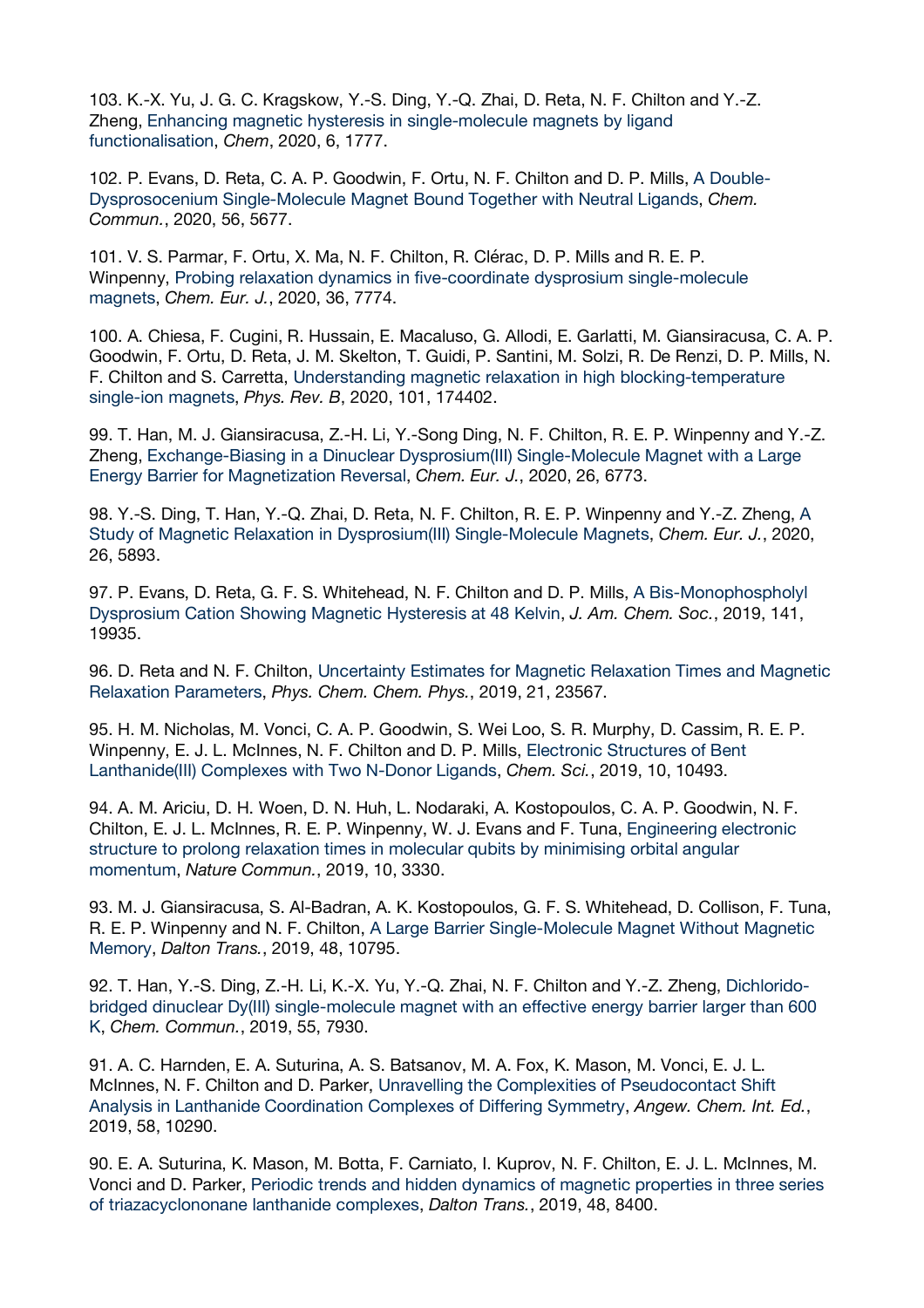103. K.-X. Yu, J. G. C. Kragskow, Y.-S. Ding, Y.-Q. Zhai, D. Reta, N. F. Chilton and Y.-Z. Zheng, Enhancing magnetic hysteresis in single-molecule magnets by ligand functionalisation, *Chem*, 2020, 6, 1777.

102. P. Evans, D. Reta, C. A. P. Goodwin, F. Ortu, N. F. Chilton and D. P. Mills, A Double-Dysprosocenium Single-Molecule Magnet Bound Together with Neutral Ligands, *Chem. Commun.*, 2020, 56, 5677.

101. V. S. Parmar, F. Ortu, X. Ma, N. F. Chilton, R. Clérac, D. P. Mills and R. E. P. Winpenny, Probing relaxation dynamics in five-coordinate dysprosium single-molecule magnets, *Chem. Eur. J.*, 2020, 36, 7774.

100. A. Chiesa, F. Cugini, R. Hussain, E. Macaluso, G. Allodi, E. Garlatti, M. Giansiracusa, C. A. P. Goodwin, F. Ortu, D. Reta, J. M. Skelton, T. Guidi, P. Santini, M. Solzi, R. De Renzi, D. P. Mills, N. F. Chilton and S. Carretta, Understanding magnetic relaxation in high blocking-temperature single-ion magnets, *Phys. Rev. B*, 2020, 101, 174402.

99. T. Han, M. J. Giansiracusa, Z.-H. Li, Y.-Song Ding, N. F. Chilton, R. E. P. Winpenny and Y.-Z. Zheng, Exchange-Biasing in a Dinuclear Dysprosium(III) Single-Molecule Magnet with a Large Energy Barrier for Magnetization Reversal, *Chem. Eur. J.*, 2020, 26, 6773.

98. Y.-S. Ding, T. Han, Y.-Q. Zhai, D. Reta, N. F. Chilton, R. E. P. Winpenny and Y.-Z. Zheng, A Study of Magnetic Relaxation in Dysprosium(III) Single-Molecule Magnets, *Chem. Eur. J.*, 2020, 26, 5893.

97. P. Evans, D. Reta, G. F. S. Whitehead, N. F. Chilton and D. P. Mills, A Bis-Monophospholyl Dysprosium Cation Showing Magnetic Hysteresis at 48 Kelvin, *J. Am. Chem. Soc.*, 2019, 141, 19935.

96. D. Reta and N. F. Chilton, Uncertainty Estimates for Magnetic Relaxation Times and Magnetic Relaxation Parameters, *Phys. Chem. Chem. Phys.*, 2019, 21, 23567.

95. H. M. Nicholas, M. Vonci, C. A. P. Goodwin, S. Wei Loo, S. R. Murphy, D. Cassim, R. E. P. Winpenny, E. J. L. McInnes, N. F. Chilton and D. P. Mills, Electronic Structures of Bent Lanthanide(III) Complexes with Two N-Donor Ligands, *Chem. Sci.*, 2019, 10, 10493.

94. A. M. Ariciu, D. H. Woen, D. N. Huh, L. Nodaraki, A. Kostopoulos, C. A. P. Goodwin, N. F. Chilton, E. J. L. McInnes, R. E. P. Winpenny, W. J. Evans and F. Tuna, Engineering electronic structure to prolong relaxation times in molecular qubits by minimising orbital angular momentum, *Nature Commun.*, 2019, 10, 3330.

93. M. J. Giansiracusa, S. Al-Badran, A. K. Kostopoulos, G. F. S. Whitehead, D. Collison, F. Tuna, R. E. P. Winpenny and N. F. Chilton, A Large Barrier Single-Molecule Magnet Without Magnetic Memory, *Dalton Trans.*, 2019, 48, 10795.

92. T. Han, Y.-S. Ding, Z.-H. Li, K.-X. Yu, Y.-Q. Zhai, N. F. Chilton and Y.-Z. Zheng, Dichlorido-bridged dinuclear Dy(III) single-molecule magnet with an effective energy barrier larger than 600 K, *Chem. Commun.*, 2019, 55, 7930.

91. A. C. Harnden, E. A. Suturina, A. S. Batsanov, M. A. Fox, K. Mason, M. Vonci, E. J. L. McInnes, N. F. Chilton and D. Parker, Unravelling the Complexities of Pseudocontact Shift Analysis in Lanthanide Coordination Complexes of Differing Symmetry, *Angew. Chem. Int. Ed.*, 2019, 58, 10290.

90. E. A. Suturina, K. Mason, M. Botta, F. Carniato, I. Kuprov, N. F. Chilton, E. J. L. McInnes, M. Vonci and D. Parker, Periodic trends and hidden dynamics of magnetic properties in three series of triazacyclononane lanthanide complexes, *Dalton Trans.*, 2019, 48, 8400.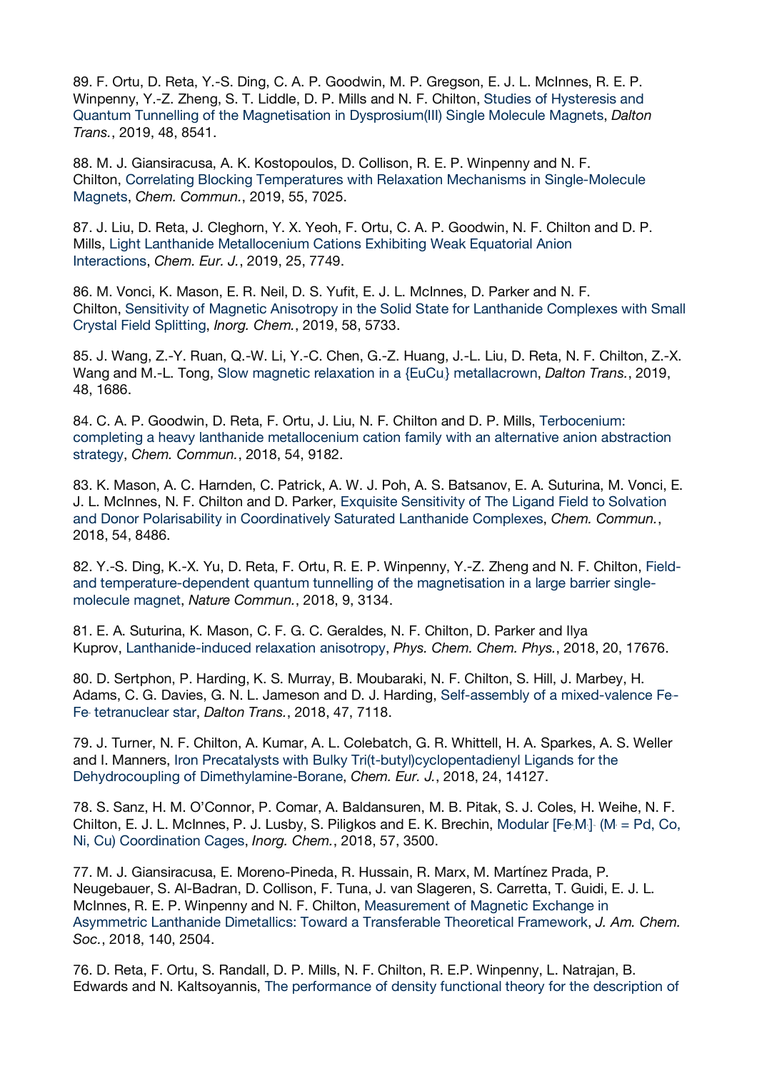89. F. Ortu, D. Reta, Y.-S. Ding, C. A. P. Goodwin, M. P. Gregson, E. J. L. McInnes, R. E. P. Winpenny, Y.-Z. Zheng, S. T. Liddle, D. P. Mills and N. F. Chilton, Studies of Hysteresis and Quantum Tunnelling of the Magnetisation in Dysprosium(III) Single Molecule Magnets, *Dalton Trans.*, 2019, 48, 8541.

88. M. J. Giansiracusa, A. K. Kostopoulos, D. Collison, R. E. P. Winpenny and N. F. Chilton, Correlating Blocking Temperatures with Relaxation Mechanisms in Single-Molecule Magnets, *Chem. Commun.*, 2019, 55, 7025.

87. J. Liu, D. Reta, J. Cleghorn, Y. X. Yeoh, F. Ortu, C. A. P. Goodwin, N. F. Chilton and D. P. Mills, Light Lanthanide Metallocenium Cations Exhibiting Weak Equatorial Anion Interactions, *Chem. Eur. J.*, 2019, 25, 7749.

86. M. Vonci, K. Mason, E. R. Neil, D. S. Yufit, E. J. L. McInnes, D. Parker and N. F. Chilton, Sensitivity of Magnetic Anisotropy in the Solid State for Lanthanide Complexes with Small Crystal Field Splitting, *Inorg. Chem.*, 2019, 58, 5733.

85. J. Wang, Z.-Y. Ruan, Q.-W. Li, Y.-C. Chen, G.-Z. Huang, J.-L. Liu, D. Reta, N. F. Chilton, Z.-X. Wang and M.-L. Tong, Slow magnetic relaxation in a {EuCu} metallacrown, *Dalton Trans.*, 2019, 48, 1686.

84. C. A. P. Goodwin, D. Reta, F. Ortu, J. Liu, N. F. Chilton and D. P. Mills, Terbocenium: completing a heavy lanthanide metallocenium cation family with an alternative anion abstraction strategy, *Chem. Commun.*, 2018, 54, 9182.

83. K. Mason, A. C. Harnden, C. Patrick, A. W. J. Poh, A. S. Batsanov, E. A. Suturina, M. Vonci, E. J. L. McInnes, N. F. Chilton and D. Parker, Exquisite Sensitivity of The Ligand Field to Solvation and Donor Polarisability in Coordinatively Saturated Lanthanide Complexes, *Chem. Commun.*, 2018, 54, 8486.

82. Y.-S. Ding, K.-X. Yu, D. Reta, F. Ortu, R. E. P. Winpenny, Y.-Z. Zheng and N. F. Chilton, Field- and temperature-dependent quantum tunnelling of the magnetisation in a large barrier single-molecule magnet, *Nature Commun.*, 2018, 9, 3134.

81. E. A. Suturina, K. Mason, C. F. G. C. Geraldes, N. F. Chilton, D. Parker and Ilya Kuprov, Lanthanide-induced relaxation anisotropy, *Phys. Chem. Chem. Phys.*, 2018, 20, 17676.

80. D. Sertphon, P. Harding, K. S. Murray, B. Moubaraki, N. F. Chilton, S. Hill, J. Marbey, H. Adams, C. G. Davies, G. N. L. Jameson and D. J. Harding, Self-assembly of a mixed-valence $Fe_3$-$Fe$ tetranuclear star, *Dalton Trans.*, 2018, 47, 7118.

79. J. Turner, N. F. Chilton, A. Kumar, A. L. Colebatch, G. R. Whittell, H. A. Sparkes, A. S. Weller and I. Manners, Iron Precatalysts with Bulky Tri(t-butyl)cyclopentadienyl Ligands for the Dehydrocoupling of Dimethylamine-Borane, *Chem. Eur. J.*, 2018, 24, 14127.

78. S. Sanz, H. M. O'Connor, P. Comar, A. Baldansuren, M. B. Pitak, S. J. Coles, H. Weihe, N. F. Chilton, E. J. L. McInnes, P. J. Lusby, S. Piligkos and E. K. Brechin, Modular $[Fe_xM_y]^{n+}$ (M = Pd, Co, Ni, Cu) Coordination Cages, *Inorg. Chem.*, 2018, 57, 3500.

77. M. J. Giansiracusa, E. Moreno-Pineda, R. Hussain, R. Marx, M. Martínez Prada, P. Neugebauer, S. Al-Badran, D. Collison, F. Tuna, J. van Slageren, S. Carretta, T. Guidi, E. J. L. McInnes, R. E. P. Winpenny and N. F. Chilton, Measurement of Magnetic Exchange in Asymmetric Lanthanide Dimetallics: Toward a Transferable Theoretical Framework, *J. Am. Chem. Soc.*, 2018, 140, 2504.

76. D. Reta, F. Ortu, S. Randall, D. P. Mills, N. F. Chilton, R. E.P. Winpenny, L. Natrajan, B. Edwards and N. Kaltsoyannis, The performance of density functional theory for the description of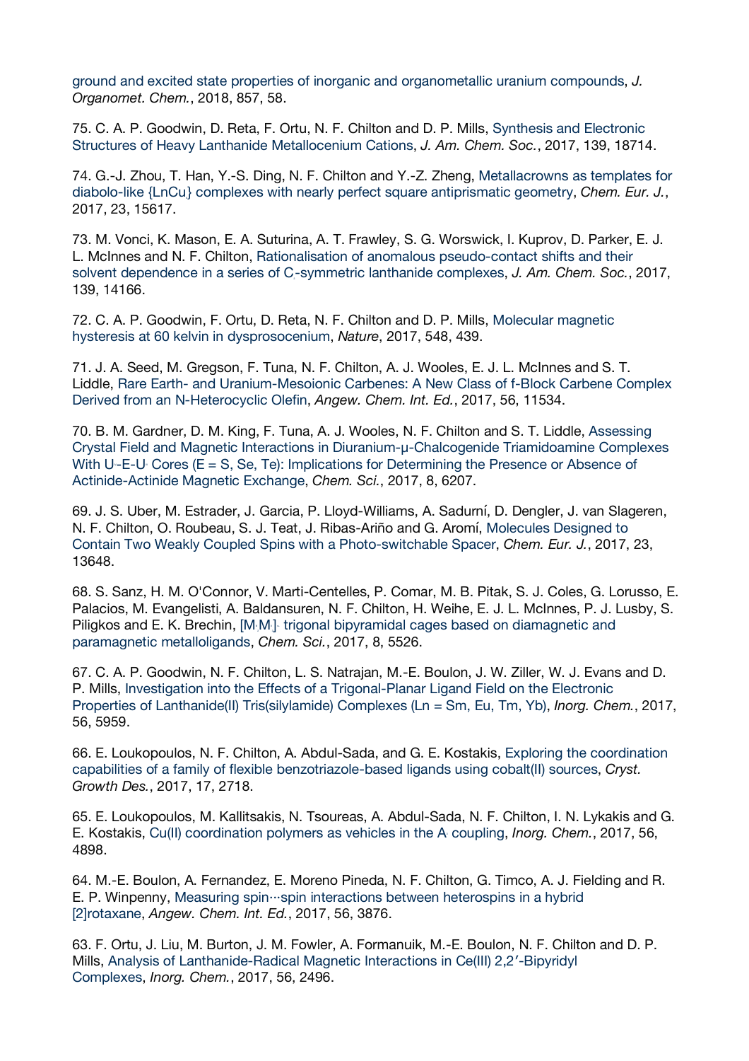ground and excited state properties of inorganic and organometallic uranium compounds, *J. Organomet. Chem.*, 2018, 857, 58.

75. C. A. P. Goodwin, D. Reta, F. Ortu, N. F. Chilton and D. P. Mills, Synthesis and Electronic Structures of Heavy Lanthanide Metallocenium Cations, *J. Am. Chem. Soc.*, 2017, 139, 18714.

74. G.-J. Zhou, T. Han, Y.-S. Ding, N. F. Chilton and Y.-Z. Zheng, Metallacrowns as templates for diabolo-like {$LnCu_4$} complexes with nearly perfect square antiprismatic geometry, *Chem. Eur. J.*, 2017, 23, 15617.

73. M. Vonci, K. Mason, E. A. Suturina, A. T. Frawley, S. G. Worswick, I. Kuprov, D. Parker, E. J. L. McInnes and N. F. Chilton, Rationalisation of anomalous pseudo-contact shifts and their solvent dependence in a series of $C_3$-symmetric lanthanide complexes, *J. Am. Chem. Soc.*, 2017, 139, 14166.

72. C. A. P. Goodwin, F. Ortu, D. Reta, N. F. Chilton and D. P. Mills, Molecular magnetic hysteresis at 60 kelvin in dysprosocenium, *Nature*, 2017, 548, 439.

71. J. A. Seed, M. Gregson, F. Tuna, N. F. Chilton, A. J. Wooles, E. J. L. McInnes and S. T. Liddle, Rare Earth- and Uranium-Mesoionic Carbenes: A New Class of f-Block Carbene Complex Derived from an N-Heterocyclic Olefin, *Angew. Chem. Int. Ed.*, 2017, 56, 11534.

70. B. M. Gardner, D. M. King, F. Tuna, A. J. Wooles, N. F. Chilton and S. T. Liddle, Assessing Crystal Field and Magnetic Interactions in Diuranium-μ-Chalcogenide Triamidoamine Complexes With $U^{IV}$-E-$U^{IV}$ Cores (E = S, Se, Te): Implications for Determining the Presence or Absence of Actinide-Actinide Magnetic Exchange, *Chem. Sci.*, 2017, 8, 6207.

69. J. S. Uber, M. Estrader, J. Garcia, P. Lloyd-Williams, A. Sadurní, D. Dengler, J. van Slageren, N. F. Chilton, O. Roubeau, S. J. Teat, J. Ribas-Ariño and G. Aromí, Molecules Designed to Contain Two Weakly Coupled Spins with a Photo-switchable Spacer, *Chem. Eur. J.*, 2017, 23, 13648.

68. S. Sanz, H. M. O'Connor, V. Marti-Centelles, P. Comar, M. B. Pitak, S. J. Coles, G. Lorusso, E. Palacios, M. Evangelisti, A. Baldansuren, N. F. Chilton, H. Weihe, E. J. L. McInnes, P. J. Lusby, S. Piligkos and E. K. Brechin, $[M^{II}_3M^{III}_2]^{n+}$ trigonal bipyramidal cages based on diamagnetic and paramagnetic metalloligands, *Chem. Sci.*, 2017, 8, 5526.

67. C. A. P. Goodwin, N. F. Chilton, L. S. Natrajan, M.-E. Boulon, J. W. Ziller, W. J. Evans and D. P. Mills, Investigation into the Effects of a Trigonal-Planar Ligand Field on the Electronic Properties of Lanthanide(II) Tris(silylamide) Complexes (Ln = Sm, Eu, Tm, Yb), *Inorg. Chem.*, 2017, 56, 5959.

66. E. Loukopoulos, N. F. Chilton, A. Abdul-Sada, and G. E. Kostakis, Exploring the coordination capabilities of a family of flexible benzotriazole-based ligands using cobalt(II) sources, *Cryst. Growth Des.*, 2017, 17, 2718.

65. E. Loukopoulos, M. Kallitsakis, N. Tsoureas, A. Abdul-Sada, N. F. Chilton, I. N. Lykakis and G. E. Kostakis, Cu(II) coordination polymers as vehicles in the $A^3$ coupling, *Inorg. Chem.*, 2017, 56, 4898.

64. M.-E. Boulon, A. Fernandez, E. Moreno Pineda, N. F. Chilton, G. Timco, A. J. Fielding and R. E. P. Winpenny, Measuring spin···spin interactions between heterospins in a hybrid [2]rotaxane, *Angew. Chem. Int. Ed.*, 2017, 56, 3876.

63. F. Ortu, J. Liu, M. Burton, J. M. Fowler, A. Formanuik, M.-E. Boulon, N. F. Chilton and D. P. Mills, Analysis of Lanthanide-Radical Magnetic Interactions in Ce(III) 2,2′-Bipyridyl Complexes, *Inorg. Chem.*, 2017, 56, 2496.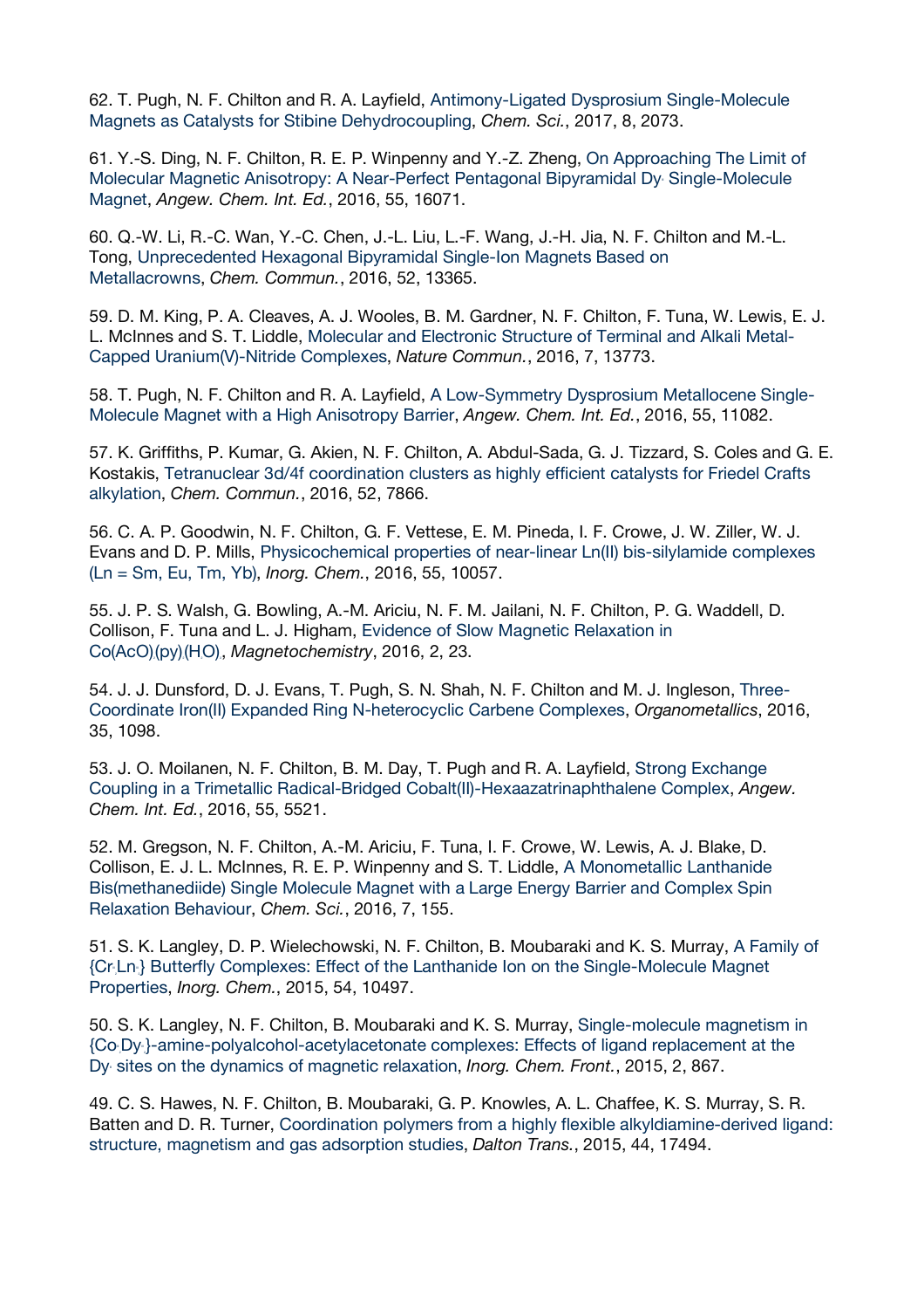62. T. Pugh, N. F. Chilton and R. A. Layfield, Antimony-Ligated Dysprosium Single-Molecule Magnets as Catalysts for Stibine Dehydrocoupling, *Chem. Sci.*, 2017, 8, 2073.

61. Y.-S. Ding, N. F. Chilton, R. E. P. Winpenny and Y.-Z. Zheng, On Approaching The Limit of Molecular Magnetic Anisotropy: A Near-Perfect Pentagonal Bipyramidal $Dy^{III}$ Single-Molecule Magnet, *Angew. Chem. Int. Ed.*, 2016, 55, 16071.

60. Q.-W. Li, R.-C. Wan, Y.-C. Chen, J.-L. Liu, L.-F. Wang, J.-H. Jia, N. F. Chilton and M.-L. Tong, Unprecedented Hexagonal Bipyramidal Single-Ion Magnets Based on Metallacrowns, *Chem. Commun.*, 2016, 52, 13365.

59. D. M. King, P. A. Cleaves, A. J. Wooles, B. M. Gardner, N. F. Chilton, F. Tuna, W. Lewis, E. J. L. McInnes and S. T. Liddle, Molecular and Electronic Structure of Terminal and Alkali Metal-Capped Uranium(V)-Nitride Complexes, *Nature Commun.*, 2016, 7, 13773.

58. T. Pugh, N. F. Chilton and R. A. Layfield, A Low-Symmetry Dysprosium Metallocene Single-Molecule Magnet with a High Anisotropy Barrier, *Angew. Chem. Int. Ed.*, 2016, 55, 11082.

57. K. Griffiths, P. Kumar, G. Akien, N. F. Chilton, A. Abdul-Sada, G. J. Tizzard, S. Coles and G. E. Kostakis, Tetranuclear 3d/4f coordination clusters as highly efficient catalysts for Friedel Crafts alkylation, *Chem. Commun.*, 2016, 52, 7866.

56. C. A. P. Goodwin, N. F. Chilton, G. F. Vettese, E. M. Pineda, I. F. Crowe, J. W. Ziller, W. J. Evans and D. P. Mills, Physicochemical properties of near-linear Ln(II) bis-silylamide complexes (Ln = Sm, Eu, Tm, Yb), *Inorg. Chem.*, 2016, 55, 10057.

55. J. P. S. Walsh, G. Bowling, A.-M. Ariciu, N. F. M. Jailani, N. F. Chilton, P. G. Waddell, D. Collison, F. Tuna and L. J. Higham, Evidence of Slow Magnetic Relaxation in $Co(AcO)_2(py)_2(H_2O)_2$, *Magnetochemistry*, 2016, 2, 23.

54. J. J. Dunsford, D. J. Evans, T. Pugh, S. N. Shah, N. F. Chilton and M. J. Ingleson, Three-Coordinate Iron(II) Expanded Ring N-heterocyclic Carbene Complexes, *Organometallics*, 2016, 35, 1098.

53. J. O. Moilanen, N. F. Chilton, B. M. Day, T. Pugh and R. A. Layfield, Strong Exchange Coupling in a Trimetallic Radical-Bridged Cobalt(II)-Hexaazatrinaphthalene Complex, *Angew. Chem. Int. Ed.*, 2016, 55, 5521.

52. M. Gregson, N. F. Chilton, A.-M. Ariciu, F. Tuna, I. F. Crowe, W. Lewis, A. J. Blake, D. Collison, E. J. L. McInnes, R. E. P. Winpenny and S. T. Liddle, A Monometallic Lanthanide Bis(methanediide) Single Molecule Magnet with a Large Energy Barrier and Complex Spin Relaxation Behaviour, *Chem. Sci.*, 2016, 7, 155.

51. S. K. Langley, D. P. Wielechowski, N. F. Chilton, B. Moubaraki and K. S. Murray, A Family of $\{Cr_2Ln_2\}$ Butterfly Complexes: Effect of the Lanthanide Ion on the Single-Molecule Magnet Properties, *Inorg. Chem.*, 2015, 54, 10497.

50. S. K. Langley, N. F. Chilton, B. Moubaraki and K. S. Murray, Single-molecule magnetism in $\{Co_2Dy_2\}$-amine-polyalcohol-acetylacetonate complexes: Effects of ligand replacement at the $Dy^{III}$ sites on the dynamics of magnetic relaxation, *Inorg. Chem. Front.*, 2015, 2, 867.

49. C. S. Hawes, N. F. Chilton, B. Moubaraki, G. P. Knowles, A. L. Chaffee, K. S. Murray, S. R. Batten and D. R. Turner, Coordination polymers from a highly flexible alkyldiamine-derived ligand: structure, magnetism and gas adsorption studies, *Dalton Trans.*, 2015, 44, 17494.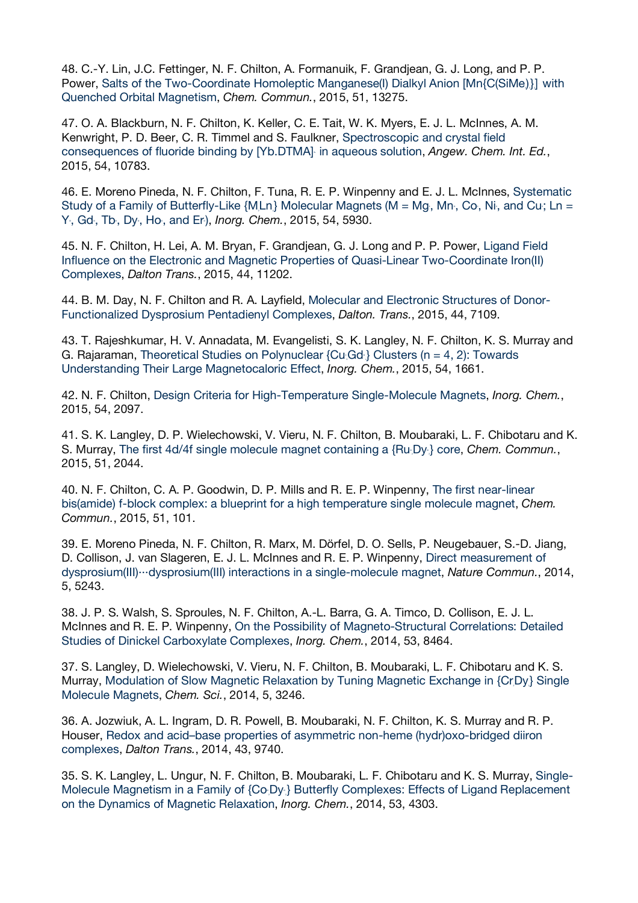48. C.-Y. Lin, J.C. Fettinger, N. F. Chilton, A. Formanuik, F. Grandjean, G. J. Long, and P. P. Power, Salts of the Two-Coordinate Homoleptic Manganese(I) Dialkyl Anion $[Mn\{C(SiMe_3)_3\}_2]^-$ with Quenched Orbital Magnetism, *Chem. Commun.*, 2015, 51, 13275.

47. O. A. Blackburn, N. F. Chilton, K. Keller, C. E. Tait, W. K. Myers, E. J. L. McInnes, A. M. Kenwright, P. D. Beer, C. R. Timmel and S. Faulkner, Spectroscopic and crystal field consequences of fluoride binding by $[Yb.DTMA]^{3+}$ in aqueous solution, *Angew. Chem. Int. Ed.*, 2015, 54, 10783.

46. E. Moreno Pineda, N. F. Chilton, F. Tuna, R. E. P. Winpenny and E. J. L. McInnes, Systematic Study of a Family of Butterfly-Like $\{M_2Ln_2\}$ Molecular Magnets ($M = Mg^{II}, Mn^{III}, Co^{II}, Ni^{II}$, and $Cu^{II}$; $Ln = Y^{III}, Gd^{III}, Tb^{III}, Dy^{III}, Ho^{III}$, and $Er^{III}$), *Inorg. Chem.*, 2015, 54, 5930.

45. N. F. Chilton, H. Lei, A. M. Bryan, F. Grandjean, G. J. Long and P. P. Power, Ligand Field Influence on the Electronic and Magnetic Properties of Quasi-Linear Two-Coordinate Iron(II) Complexes, *Dalton Trans.*, 2015, 44, 11202.

44. B. M. Day, N. F. Chilton and R. A. Layfield, Molecular and Electronic Structures of Donor-Functionalized Dysprosium Pentadienyl Complexes, *Dalton. Trans.*, 2015, 44, 7109.

43. T. Rajeshkumar, H. V. Annadata, M. Evangelisti, S. K. Langley, N. F. Chilton, K. S. Murray and G. Rajaraman, Theoretical Studies on Polynuclear $\{Cu_5Gd_n\}$ Clusters (n = 4, 2): Towards Understanding Their Large Magnetocaloric Effect, *Inorg. Chem.*, 2015, 54, 1661.

42. N. F. Chilton, Design Criteria for High-Temperature Single-Molecule Magnets, *Inorg. Chem.*, 2015, 54, 2097.

41. S. K. Langley, D. P. Wielechowski, V. Vieru, N. F. Chilton, B. Moubaraki, L. F. Chibotaru and K. S. Murray, The first 4d/4f single molecule magnet containing a $\{Ru_2Dy_2\}$ core, *Chem. Commun.*, 2015, 51, 2044.

40. N. F. Chilton, C. A. P. Goodwin, D. P. Mills and R. E. P. Winpenny, The first near-linear bis(amide) f-block complex: a blueprint for a high temperature single molecule magnet, *Chem. Commun.*, 2015, 51, 101.

39. E. Moreno Pineda, N. F. Chilton, R. Marx, M. Dörfel, D. O. Sells, P. Neugebauer, S.-D. Jiang, D. Collison, J. van Slageren, E. J. L. McInnes and R. E. P. Winpenny, Direct measurement of dysprosium(III)···dysprosium(III) interactions in a single-molecule magnet, *Nature Commun.*, 2014, 5, 5243.

38. J. P. S. Walsh, S. Sproules, N. F. Chilton, A.-L. Barra, G. A. Timco, D. Collison, E. J. L. McInnes and R. E. P. Winpenny, On the Possibility of Magneto-Structural Correlations: Detailed Studies of Dinickel Carboxylate Complexes, *Inorg. Chem.*, 2014, 53, 8464.

37. S. Langley, D. Wielechowski, V. Vieru, N. F. Chilton, B. Moubaraki, L. F. Chibotaru and K. S. Murray, Modulation of Slow Magnetic Relaxation by Tuning Magnetic Exchange in $\{Cr_2Dy_2\}$ Single Molecule Magnets, *Chem. Sci.*, 2014, 5, 3246.

36. A. Jozwiuk, A. L. Ingram, D. R. Powell, B. Moubaraki, N. F. Chilton, K. S. Murray and R. P. Houser, Redox and acid–base properties of asymmetric non-heme (hydr)oxo-bridged diiron complexes, *Dalton Trans.*, 2014, 43, 9740.

35. S. K. Langley, L. Ungur, N. F. Chilton, B. Moubaraki, L. F. Chibotaru and K. S. Murray, Single-Molecule Magnetism in a Family of $\{Co^{III}_2Dy^{III}_2\}$ Butterfly Complexes: Effects of Ligand Replacement on the Dynamics of Magnetic Relaxation, *Inorg. Chem.*, 2014, 53, 4303.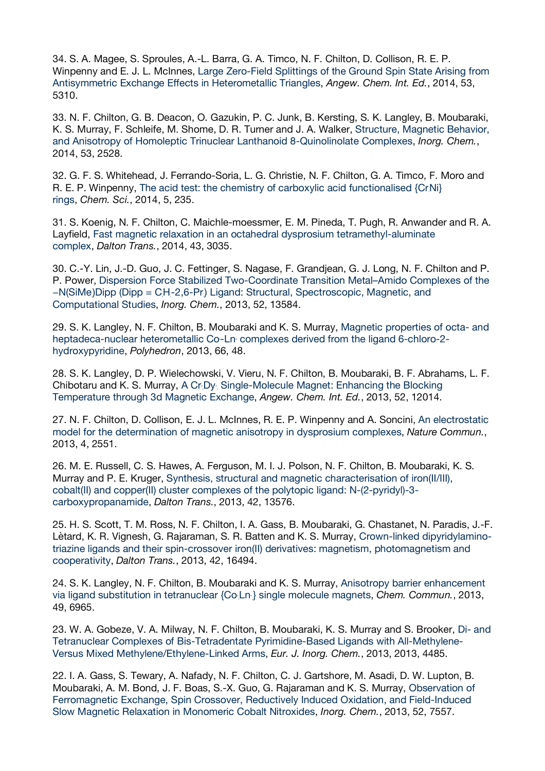34. S. A. Magee, S. Sproules, A.-L. Barra, G. A. Timco, N. F. Chilton, D. Collison, R. E. P. Winpenny and E. J. L. McInnes, Large Zero-Field Splittings of the Ground Spin State Arising from Antisymmetric Exchange Effects in Heterometallic Triangles, *Angew. Chem. Int. Ed.*, 2014, 53, 5310.

33. N. F. Chilton, G. B. Deacon, O. Gazukin, P. C. Junk, B. Kersting, S. K. Langley, B. Moubaraki, K. S. Murray, F. Schleife, M. Shome, D. R. Turner and J. A. Walker, Structure, Magnetic Behavior, and Anisotropy of Homoleptic Trinuclear Lanthanoid 8-Quinolinolate Complexes, *Inorg. Chem.*, 2014, 53, 2528.

32. G. F. S. Whitehead, J. Ferrando-Soria, L. G. Christie, N. F. Chilton, G. A. Timco, F. Moro and R. E. P. Winpenny, The acid test: the chemistry of carboxylic acid functionalised {$Cr_7Ni$} rings, *Chem. Sci.*, 2014, 5, 235.

31. S. Koenig, N. F. Chilton, C. Maichle-moessmer, E. M. Pineda, T. Pugh, R. Anwander and R. A. Layfield, Fast magnetic relaxation in an octahedral dysprosium tetramethyl-aluminate complex, *Dalton Trans.*, 2014, 43, 3035.

30. C.-Y. Lin, J.-D. Guo, J. C. Fettinger, S. Nagase, F. Grandjean, G. J. Long, N. F. Chilton and P. P. Power, Dispersion Force Stabilized Two-Coordinate Transition Metal–Amido Complexes of the $-N(SiMe_3)Dipp$ (Dipp = $C_6H_3$-2,6-$Pr^i_2$) Ligand: Structural, Spectroscopic, Magnetic, and Computational Studies, *Inorg. Chem.*, 2013, 52, 13584.

29. S. K. Langley, N. F. Chilton, B. Moubaraki and K. S. Murray, Magnetic properties of octa- and heptadeca-nuclear heterometallic $Co$-$Ln_n$ complexes derived from the ligand 6-chloro-2-hydroxypyridine, *Polyhedron*, 2013, 66, 48.

28. S. K. Langley, D. P. Wielechowski, V. Vieru, N. F. Chilton, B. Moubaraki, B. F. Abrahams, L. F. Chibotaru and K. S. Murray, A $Cr_2Dy_2$ Single-Molecule Magnet: Enhancing the Blocking Temperature through 3d Magnetic Exchange, *Angew. Chem. Int. Ed.*, 2013, 52, 12014.

27. N. F. Chilton, D. Collison, E. J. L. McInnes, R. E. P. Winpenny and A. Soncini, An electrostatic model for the determination of magnetic anisotropy in dysprosium complexes, *Nature Commun.*, 2013, 4, 2551.

26. M. E. Russell, C. S. Hawes, A. Ferguson, M. I. J. Polson, N. F. Chilton, B. Moubaraki, K. S. Murray and P. E. Kruger, Synthesis, structural and magnetic characterisation of iron(II/III), cobalt(II) and copper(II) cluster complexes of the polytopic ligand: N-(2-pyridyl)-3-carboxypropanamide, *Dalton Trans.*, 2013, 42, 13576.

25. H. S. Scott, T. M. Ross, N. F. Chilton, I. A. Gass, B. Moubaraki, G. Chastanet, N. Paradis, J.-F. Lètard, K. R. Vignesh, G. Rajaraman, S. R. Batten and K. S. Murray, Crown-linked dipyridylamino-triazine ligands and their spin-crossover iron(II) derivatives: magnetism, photomagnetism and cooperativity, *Dalton Trans.*, 2013, 42, 16494.

24. S. K. Langley, N. F. Chilton, B. Moubaraki and K. S. Murray, Anisotropy barrier enhancement via ligand substitution in tetranuclear {$Co_2Ln_2$} single molecule magnets, *Chem. Commun.*, 2013, 49, 6965.

23. W. A. Gobeze, V. A. Milway, N. F. Chilton, B. Moubaraki, K. S. Murray and S. Brooker, Di- and Tetranuclear Complexes of Bis-Tetradentate Pyrimidine-Based Ligands with All-Methylene-Versus Mixed Methylene/Ethylene-Linked Arms, *Eur. J. Inorg. Chem.*, 2013, 2013, 4485.

22. I. A. Gass, S. Tewary, A. Nafady, N. F. Chilton, C. J. Gartshore, M. Asadi, D. W. Lupton, B. Moubaraki, A. M. Bond, J. F. Boas, S.-X. Guo, G. Rajaraman and K. S. Murray, Observation of Ferromagnetic Exchange, Spin Crossover, Reductively Induced Oxidation, and Field-Induced Slow Magnetic Relaxation in Monomeric Cobalt Nitroxides, *Inorg. Chem.*, 2013, 52, 7557.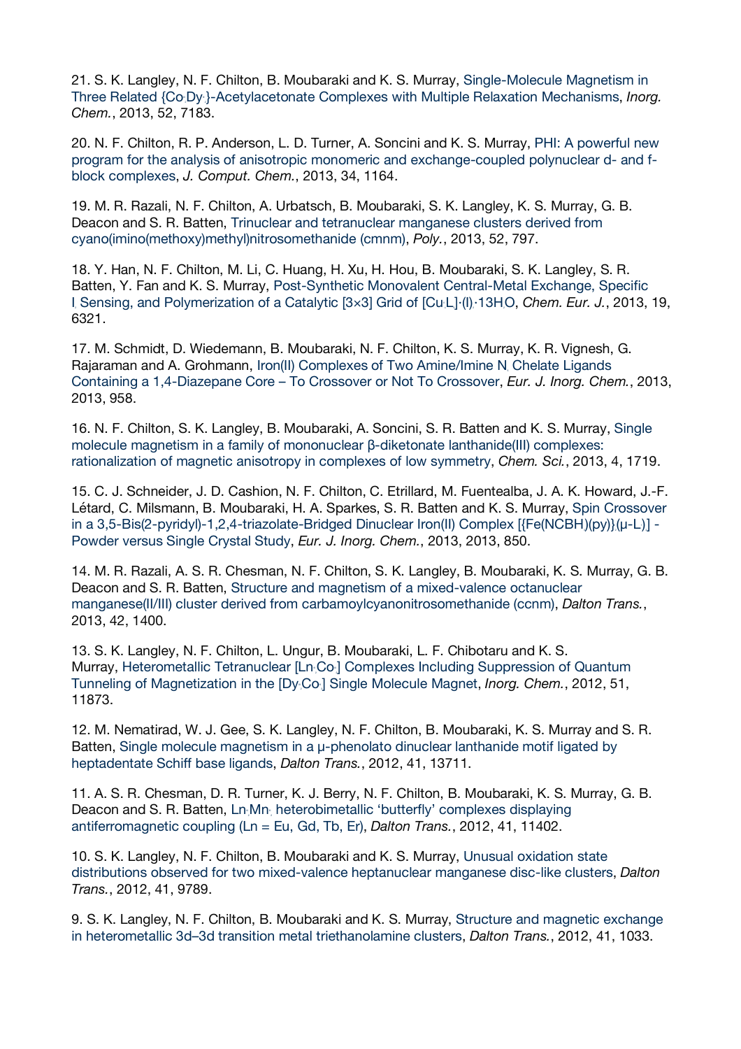21. S. K. Langley, N. F. Chilton, B. Moubaraki and K. S. Murray, Single-Molecule Magnetism in Three Related $\{Co_2Dy_2\}$-Acetylacetonate Complexes with Multiple Relaxation Mechanisms, *Inorg. Chem.*, 2013, 52, 7183.

20. N. F. Chilton, R. P. Anderson, L. D. Turner, A. Soncini and K. S. Murray, PHI: A powerful new program for the analysis of anisotropic monomeric and exchange-coupled polynuclear d- and f-block complexes, *J. Comput. Chem.*, 2013, 34, 1164.

19. M. R. Razali, N. F. Chilton, A. Urbatsch, B. Moubaraki, S. K. Langley, K. S. Murray, G. B. Deacon and S. R. Batten, Trinuclear and tetranuclear manganese clusters derived from cyano(imino(methoxy)methyl)nitrosomethanide (cmnm), *Poly.*, 2013, 52, 797.

18. Y. Han, N. F. Chilton, M. Li, C. Huang, H. Xu, H. Hou, B. Moubaraki, S. K. Langley, S. R. Batten, Y. Fan and K. S. Murray, Post-Synthetic Monovalent Central-Metal Exchange, Specific $I_2$ Sensing, and Polymerization of a Catalytic [3×3] Grid of $[Cu_9L_6]\cdot(I)_3\cdot 13H_2O$, *Chem. Eur. J.*, 2013, 19, 6321.

17. M. Schmidt, D. Wiedemann, B. Moubaraki, N. F. Chilton, K. S. Murray, K. R. Vignesh, G. Rajaraman and A. Grohmann, Iron(II) Complexes of Two Amine/Imine $N_5$ Chelate Ligands Containing a 1,4-Diazepane Core – To Crossover or Not To Crossover, *Eur. J. Inorg. Chem.*, 2013, 2013, 958.

16. N. F. Chilton, S. K. Langley, B. Moubaraki, A. Soncini, S. R. Batten and K. S. Murray, Single molecule magnetism in a family of mononuclear β-diketonate lanthanide(III) complexes: rationalization of magnetic anisotropy in complexes of low symmetry, *Chem. Sci.*, 2013, 4, 1719.

15. C. J. Schneider, J. D. Cashion, N. F. Chilton, C. Etrillard, M. Fuentealba, J. A. K. Howard, J.-F. Létard, C. Milsmann, B. Moubaraki, H. A. Sparkes, S. R. Batten and K. S. Murray, Spin Crossover in a 3,5-Bis(2-pyridyl)-1,2,4-triazolate-Bridged Dinuclear Iron(II) Complex $[\{Fe(NCBH)(py)\}_2(\mu\text{-}L_1)_2]$ - Powder versus Single Crystal Study, *Eur. J. Inorg. Chem.*, 2013, 2013, 850.

14. M. R. Razali, A. S. R. Chesman, N. F. Chilton, S. K. Langley, B. Moubaraki, K. S. Murray, G. B. Deacon and S. R. Batten, Structure and magnetism of a mixed-valence octanuclear manganese(II/III) cluster derived from carbamoylcyanonitrosomethanide (ccnm), *Dalton Trans.*, 2013, 42, 1400.

13. S. K. Langley, N. F. Chilton, L. Ungur, B. Moubaraki, L. F. Chibotaru and K. S. Murray, Heterometallic Tetranuclear $[Ln_2Co_2]$ Complexes Including Suppression of Quantum Tunneling of Magnetization in the $[Dy_2Co_2]$ Single Molecule Magnet, *Inorg. Chem.*, 2012, 51, 11873.

12. M. Nematirad, W. J. Gee, S. K. Langley, N. F. Chilton, B. Moubaraki, K. S. Murray and S. R. Batten, Single molecule magnetism in a μ-phenolato dinuclear lanthanide motif ligated by heptadentate Schiff base ligands, *Dalton Trans.*, 2012, 41, 13711.

11. A. S. R. Chesman, D. R. Turner, K. J. Berry, N. F. Chilton, B. Moubaraki, K. S. Murray, G. B. Deacon and S. R. Batten, $Ln_2Mn_2$ heterobimetallic 'butterfly' complexes displaying antiferromagnetic coupling (Ln = Eu, Gd, Tb, Er), *Dalton Trans.*, 2012, 41, 11402.

10. S. K. Langley, N. F. Chilton, B. Moubaraki and K. S. Murray, Unusual oxidation state distributions observed for two mixed-valence heptanuclear manganese disc-like clusters, *Dalton Trans.*, 2012, 41, 9789.

9. S. K. Langley, N. F. Chilton, B. Moubaraki and K. S. Murray, Structure and magnetic exchange in heterometallic 3d–3d transition metal triethanolamine clusters, *Dalton Trans.*, 2012, 41, 1033.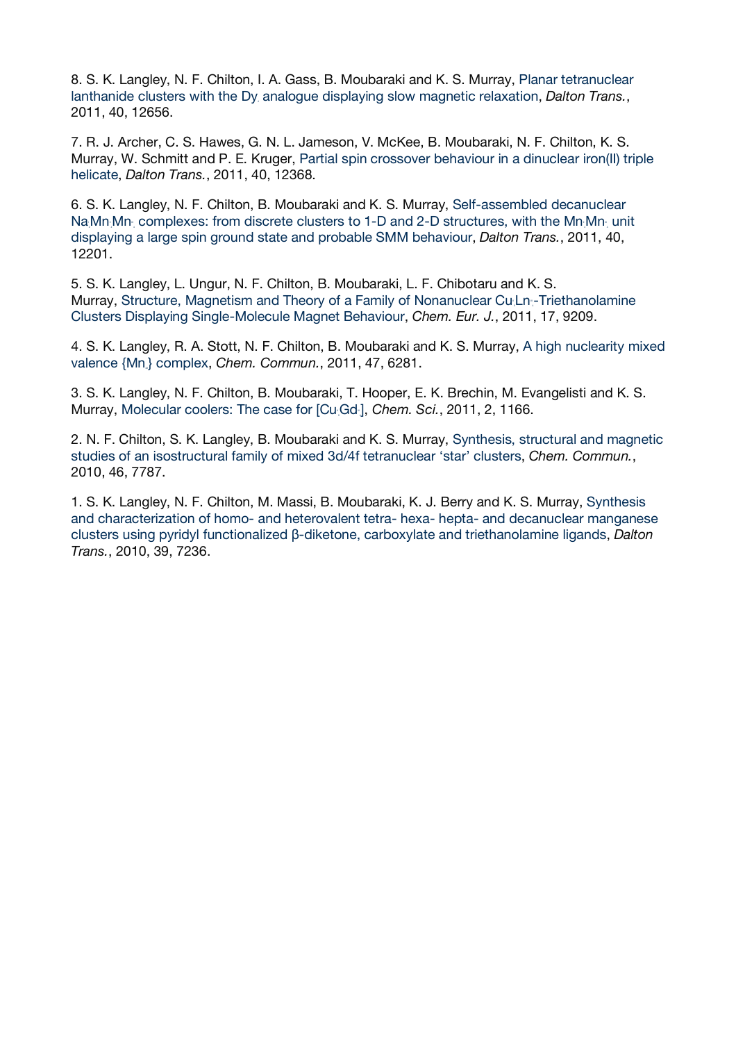8. S. K. Langley, N. F. Chilton, I. A. Gass, B. Moubaraki and K. S. Murray, Planar tetranuclear lanthanide clusters with the $Dy_4$ analogue displaying slow magnetic relaxation, *Dalton Trans.*, 2011, 40, 12656.

7. R. J. Archer, C. S. Hawes, G. N. L. Jameson, V. McKee, B. Moubaraki, N. F. Chilton, K. S. Murray, W. Schmitt and P. E. Kruger, Partial spin crossover behaviour in a dinuclear iron(II) triple helicate, *Dalton Trans.*, 2011, 40, 12368.

6. S. K. Langley, N. F. Chilton, B. Moubaraki and K. S. Murray, Self-assembled decanuclear $Na_2Mn_4Mn_4$ complexes: from discrete clusters to 1-D and 2-D structures, with the $Mn_4Mn_4$ unit displaying a large spin ground state and probable SMM behaviour, *Dalton Trans.*, 2011, 40, 12201.

5. S. K. Langley, L. Ungur, N. F. Chilton, B. Moubaraki, L. F. Chibotaru and K. S. Murray, Structure, Magnetism and Theory of a Family of Nonanuclear $Cu_5Ln_4$-Triethanolamine Clusters Displaying Single-Molecule Magnet Behaviour, *Chem. Eur. J.*, 2011, 17, 9209.

4. S. K. Langley, R. A. Stott, N. F. Chilton, B. Moubaraki and K. S. Murray, A high nuclearity mixed valence {$Mn_{19}$} complex, *Chem. Commun.*, 2011, 47, 6281.

3. S. K. Langley, N. F. Chilton, B. Moubaraki, T. Hooper, E. K. Brechin, M. Evangelisti and K. S. Murray, Molecular coolers: The case for [$Cu_5Gd_4$], *Chem. Sci.*, 2011, 2, 1166.

2. N. F. Chilton, S. K. Langley, B. Moubaraki and K. S. Murray, Synthesis, structural and magnetic studies of an isostructural family of mixed 3d/4f tetranuclear 'star' clusters, *Chem. Commun.*, 2010, 46, 7787.

1. S. K. Langley, N. F. Chilton, M. Massi, B. Moubaraki, K. J. Berry and K. S. Murray, Synthesis and characterization of homo- and heterovalent tetra- hexa- hepta- and decanuclear manganese clusters using pyridyl functionalized β-diketone, carboxylate and triethanolamine ligands, *Dalton Trans.*, 2010, 39, 7236.